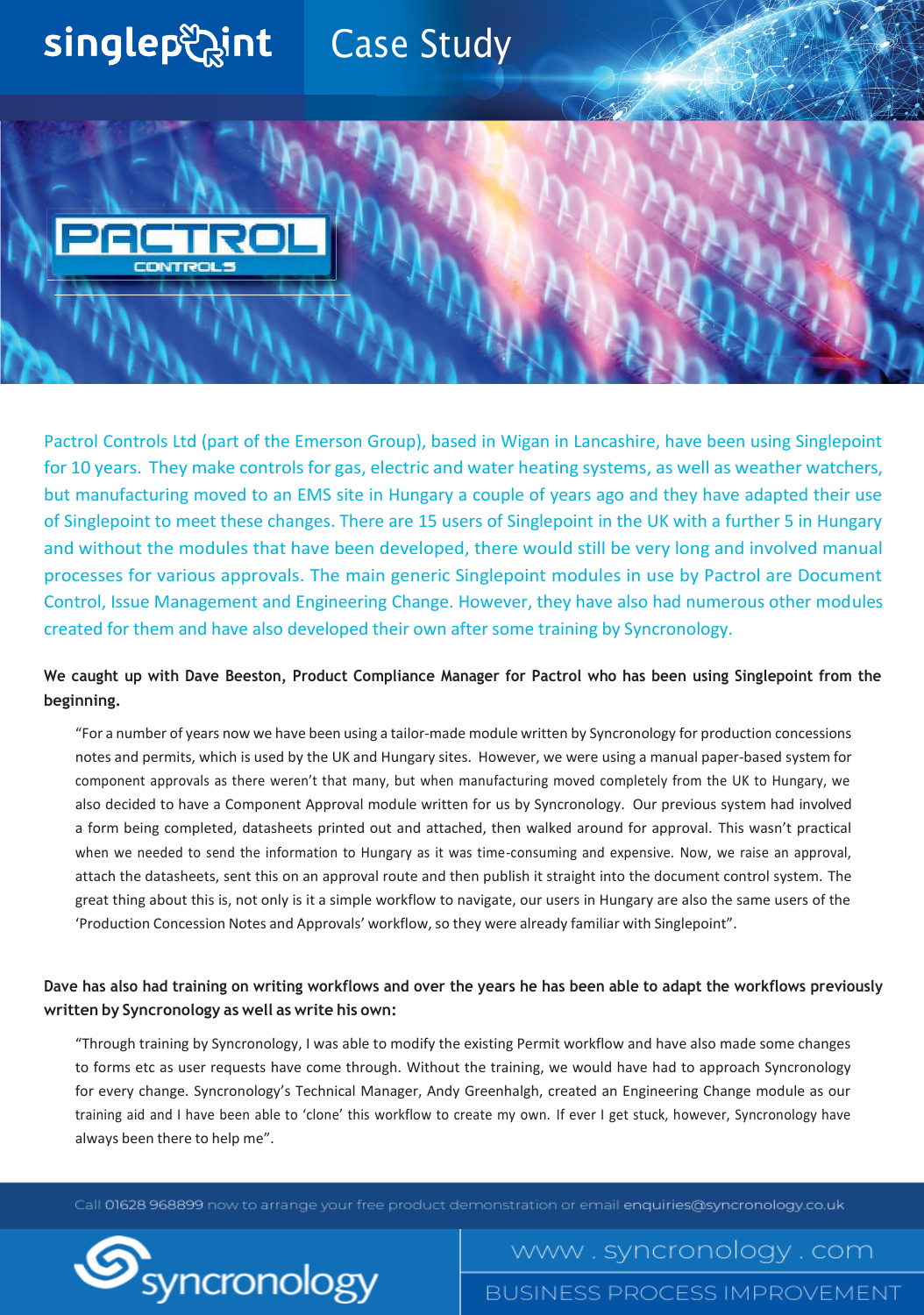# singlepoint Case Study

PACTROL CONTROLS

Pactrol Controls Ltd (part of the Emerson Group), based in Wigan in Lancashire, have been using Singlepoint for 10 years. They make controls for gas, electric and water heating systems, as well as weather watchers, but manufacturing moved to an EMS site in Hungary a couple of years ago and they have adapted their use of Singlepoint to meet these changes. There are 15 users of Singlepoint in the UK with a further 5 in Hungary and without the modules that have been developed, there would still be very long and involved manual processes for various approvals. The main generic Singlepoint modules in use by Pactrol are Document Control, Issue Management and Engineering Change. However, they have also had numerous other modules created for them and have also developed their own after some training by Syncronology.

**We caught up with Dave Beeston, Product Compliance Manager for Pactrol who has been using Singlepoint from the beginning.**

> "For a number of years now we have been using a tailor-made module written by Syncronology for production concessions notes and permits, which is used by the UK and Hungary sites. However, we were using a manual paper-based system for component approvals as there weren't that many, but when manufacturing moved completely from the UK to Hungary, we also decided to have a Component Approval module written for us by Syncronology. Our previous system had involved a form being completed, datasheets printed out and attached, then walked around for approval. This wasn't practical when we needed to send the information to Hungary as it was time-consuming and expensive. Now, we raise an approval, attach the datasheets, sent this on an approval route and then publish it straight into the document control system. The great thing about this is, not only is it a simple workflow to navigate, our users in Hungary are also the same users of the 'Production Concession Notes and Approvals' workflow, so they were already familiar with Singlepoint".

**Dave has also had training on writing workflows and over the years he has been able to adapt the workflows previously written by Syncronology as well as write his own:**

> "Through training by Syncronology, I was able to modify the existing Permit workflow and have also made some changes to forms etc as user requests have come through. Without the training, we would have had to approach Syncronology for every change. Syncronology's Technical Manager, Andy Greenhalgh, created an Engineering Change module as our training aid and I have been able to 'clone' this workflow to create my own. If ever I get stuck, however, Syncronology have always been there to help me".

Call 01628 968899 now to arrange your free product demonstration or email enquiries@syncronology.co.uk

syncronology

www . syncronology . com

BUSINESS PROCESS IMPROVEMENT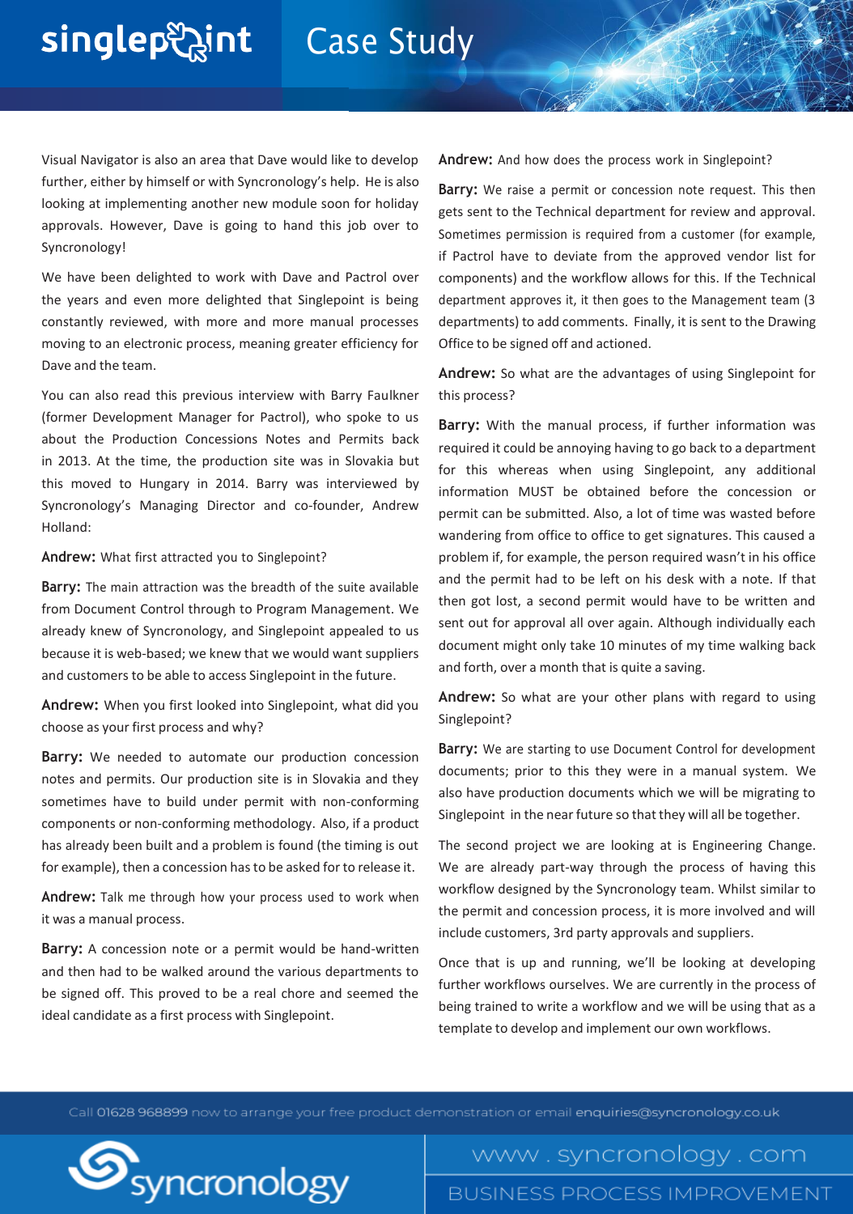Visual Navigator is also an area that Dave would like to develop further, either by himself or with Syncronology's help. He is also looking at implementing another new module soon for holiday approvals. However, Dave is going to hand this job over to Syncronology!

We have been delighted to work with Dave and Pactrol over the years and even more delighted that Singlepoint is being constantly reviewed, with more and more manual processes moving to an electronic process, meaning greater efficiency for Dave and the team.

You can also read this previous interview with Barry Faulkner (former Development Manager for Pactrol), who spoke to us about the Production Concessions Notes and Permits back in 2013. At the time, the production site was in Slovakia but this moved to Hungary in 2014. Barry was interviewed by Syncronology's Managing Director and co-founder, Andrew Holland:

**Andrew:** What first attracted you to Singlepoint?

**Barry:** The main attraction was the breadth of the suite available from Document Control through to Program Management. We already knew of Syncronology, and Singlepoint appealed to us because it is web-based; we knew that we would want suppliers and customers to be able to access Singlepoint in the future.

**Andrew:** When you first looked into Singlepoint, what did you choose as your first process and why?

**Barry:** We needed to automate our production concession notes and permits. Our production site is in Slovakia and they sometimes have to build under permit with non-conforming components or non-conforming methodology. Also, if a product has already been built and a problem is found (the timing is out for example), then a concession has to be asked for to release it.

**Andrew:** Talk me through how your process used to work when it was a manual process.

**Barry:** A concession note or a permit would be hand-written and then had to be walked around the various departments to be signed off. This proved to be a real chore and seemed the ideal candidate as a first process with Singlepoint.

**Andrew:** And how does the process work in Singlepoint?

**Barry:** We raise a permit or concession note request. This then gets sent to the Technical department for review and approval. Sometimes permission is required from a customer (for example, if Pactrol have to deviate from the approved vendor list for components) and the workflow allows for this. If the Technical department approves it, it then goes to the Management team (3 departments) to add comments. Finally, it is sent to the Drawing Office to be signed off and actioned.

**Andrew:** So what are the advantages of using Singlepoint for this process?

**Barry:** With the manual process, if further information was required it could be annoying having to go back to a department for this whereas when using Singlepoint, any additional information MUST be obtained before the concession or permit can be submitted. Also, a lot of time was wasted before wandering from office to office to get signatures. This caused a problem if, for example, the person required wasn't in his office and the permit had to be left on his desk with a note. If that then got lost, a second permit would have to be written and sent out for approval all over again. Although individually each document might only take 10 minutes of my time walking back and forth, over a month that is quite a saving.

**Andrew:** So what are your other plans with regard to using Singlepoint?

**Barry:** We are starting to use Document Control for development documents; prior to this they were in a manual system. We also have production documents which we will be migrating to Singlepoint in the near future so that they will all be together.

The second project we are looking at is Engineering Change. We are already part-way through the process of having this workflow designed by the Syncronology team. Whilst similar to the permit and concession process, it is more involved and will include customers, 3rd party approvals and suppliers.

Once that is up and running, we'll be looking at developing further workflows ourselves. We are currently in the process of being trained to write a workflow and we will be using that as a template to develop and implement our own workflows.

Call 01628 968899 now to arrange your free product demonstration or email enquiries@syncronology.co.uk

syncronology

www . syncronology . com

BUSINESS PROCESS IMPROVEMENT